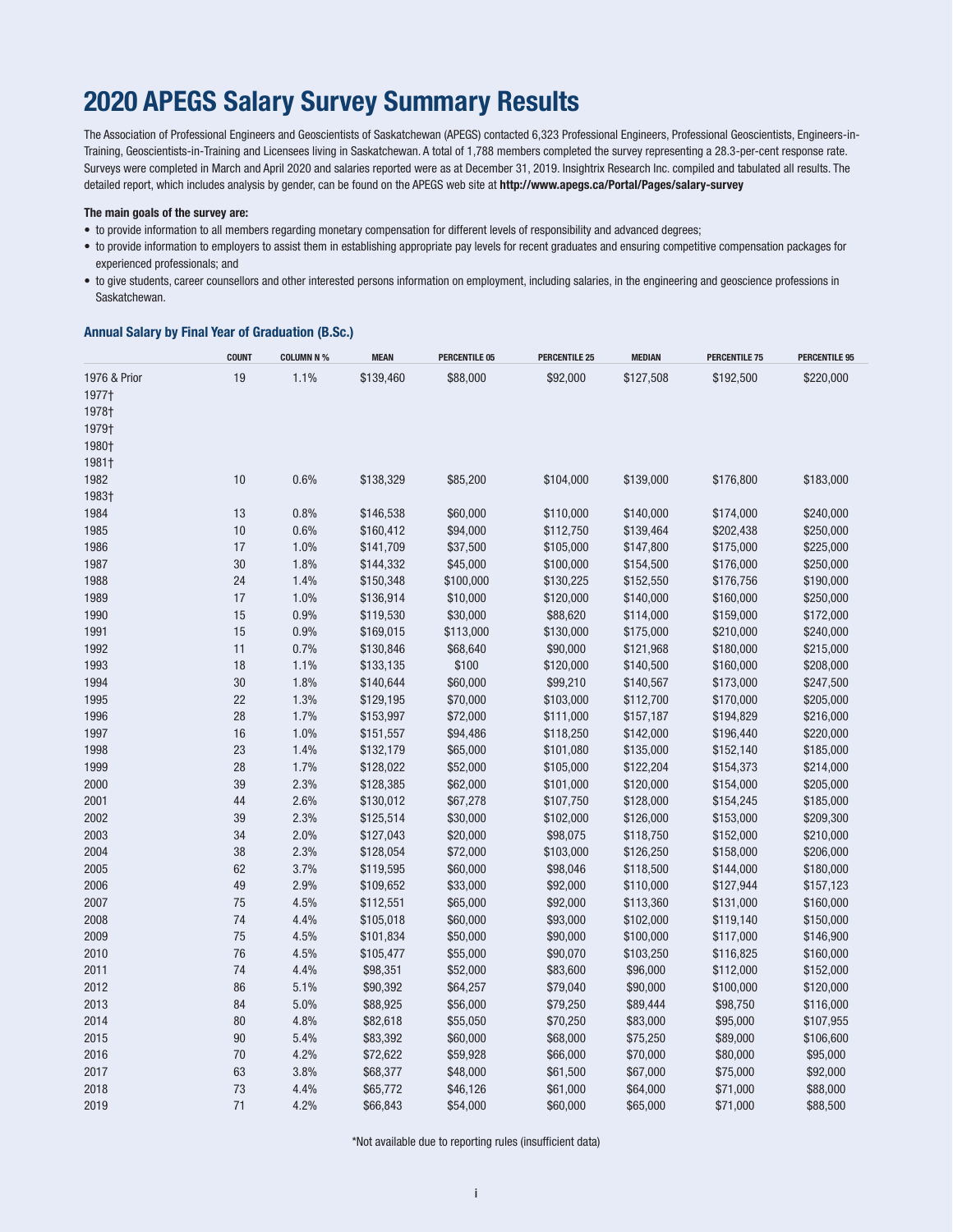# 2020 APEGS Salary Survey Summary Results

The Association of Professional Engineers and Geoscientists of Saskatchewan (APEGS) contacted 6,323 Professional Engineers, Professional Geoscientists, Engineers-in-Training, Geoscientists-in-Training and Licensees living in Saskatchewan. A total of 1,788 members completed the survey representing a 28.3-per-cent response rate. Surveys were completed in March and April 2020 and salaries reported were as at December 31, 2019. Insightrix Research Inc. compiled and tabulated all results. The detailed report, which includes analysis by gender, can be found on the APEGS web site at **http://www.apegs.ca/Portal/Pages/salary-survey**

**The main goals of the survey are:**

- to provide information to all members regarding monetary compensation for different levels of responsibility and advanced degrees;
- to provide information to employers to assist them in establishing appropriate pay levels for recent graduates and ensuring competitive compensation packages for experienced professionals; and
- to give students, career counsellors and other interested persons information on employment, including salaries, in the engineering and geoscience professions in Saskatchewan.

### Annual Salary by Final Year of Graduation (B.Sc.)

| | COUNT | COLUMN N % | MEAN | PERCENTILE 05 | PERCENTILE 25 | MEDIAN | PERCENTILE 75 | PERCENTILE 95 |
|---|---|---|---|---|---|---|---|---|
| 1976 & Prior | 19 | 1.1% | $139,460 | $88,000 | $92,000 | $127,508 | $192,500 | $220,000 |
| 1977† | | | | | | | | |
| 1978† | | | | | | | | |
| 1979† | | | | | | | | |
| 1980† | | | | | | | | |
| 1981† | | | | | | | | |
| 1982 | 10 | 0.6% | $138,329 | $85,200 | $104,000 | $139,000 | $176,800 | $183,000 |
| 1983† | | | | | | | | |
| 1984 | 13 | 0.8% | $146,538 | $60,000 | $110,000 | $140,000 | $174,000 | $240,000 |
| 1985 | 10 | 0.6% | $160,412 | $94,000 | $112,750 | $139,464 | $202,438 | $250,000 |
| 1986 | 17 | 1.0% | $141,709 | $37,500 | $105,000 | $147,800 | $175,000 | $225,000 |
| 1987 | 30 | 1.8% | $144,332 | $45,000 | $100,000 | $154,500 | $176,000 | $250,000 |
| 1988 | 24 | 1.4% | $150,348 | $100,000 | $130,225 | $152,550 | $176,756 | $190,000 |
| 1989 | 17 | 1.0% | $136,914 | $10,000 | $120,000 | $140,000 | $160,000 | $250,000 |
| 1990 | 15 | 0.9% | $119,530 | $30,000 | $88,620 | $114,000 | $159,000 | $172,000 |
| 1991 | 15 | 0.9% | $169,015 | $113,000 | $130,000 | $175,000 | $210,000 | $240,000 |
| 1992 | 11 | 0.7% | $130,846 | $68,640 | $90,000 | $121,968 | $180,000 | $215,000 |
| 1993 | 18 | 1.1% | $133,135 | $100 | $120,000 | $140,500 | $160,000 | $208,000 |
| 1994 | 30 | 1.8% | $140,644 | $60,000 | $99,210 | $140,567 | $173,000 | $247,500 |
| 1995 | 22 | 1.3% | $129,195 | $70,000 | $103,000 | $112,700 | $170,000 | $205,000 |
| 1996 | 28 | 1.7% | $153,997 | $72,000 | $111,000 | $157,187 | $194,829 | $216,000 |
| 1997 | 16 | 1.0% | $151,557 | $94,486 | $118,250 | $142,000 | $196,440 | $220,000 |
| 1998 | 23 | 1.4% | $132,179 | $65,000 | $101,080 | $135,000 | $152,140 | $185,000 |
| 1999 | 28 | 1.7% | $128,022 | $52,000 | $105,000 | $122,204 | $154,373 | $214,000 |
| 2000 | 39 | 2.3% | $128,385 | $62,000 | $101,000 | $120,000 | $154,000 | $205,000 |
| 2001 | 44 | 2.6% | $130,012 | $67,278 | $107,750 | $128,000 | $154,245 | $185,000 |
| 2002 | 39 | 2.3% | $125,514 | $30,000 | $102,000 | $126,000 | $153,000 | $209,300 |
| 2003 | 34 | 2.0% | $127,043 | $20,000 | $98,075 | $118,750 | $152,000 | $210,000 |
| 2004 | 38 | 2.3% | $128,054 | $72,000 | $103,000 | $126,250 | $158,000 | $206,000 |
| 2005 | 62 | 3.7% | $119,595 | $60,000 | $98,046 | $118,500 | $144,000 | $180,000 |
| 2006 | 49 | 2.9% | $109,652 | $33,000 | $92,000 | $110,000 | $127,944 | $157,123 |
| 2007 | 75 | 4.5% | $112,551 | $65,000 | $92,000 | $113,360 | $131,000 | $160,000 |
| 2008 | 74 | 4.4% | $105,018 | $60,000 | $93,000 | $102,000 | $119,140 | $150,000 |
| 2009 | 75 | 4.5% | $101,834 | $50,000 | $90,000 | $100,000 | $117,000 | $146,900 |
| 2010 | 76 | 4.5% | $105,477 | $55,000 | $90,070 | $103,250 | $116,825 | $160,000 |
| 2011 | 74 | 4.4% | $98,351 | $52,000 | $83,600 | $96,000 | $112,000 | $152,000 |
| 2012 | 86 | 5.1% | $90,392 | $64,257 | $79,040 | $90,000 | $100,000 | $120,000 |
| 2013 | 84 | 5.0% | $88,925 | $56,000 | $79,250 | $89,444 | $98,750 | $116,000 |
| 2014 | 80 | 4.8% | $82,618 | $55,050 | $70,250 | $83,000 | $95,000 | $107,955 |
| 2015 | 90 | 5.4% | $83,392 | $60,000 | $68,000 | $75,250 | $89,000 | $106,600 |
| 2016 | 70 | 4.2% | $72,622 | $59,928 | $66,000 | $70,000 | $80,000 | $95,000 |
| 2017 | 63 | 3.8% | $68,377 | $48,000 | $61,500 | $67,000 | $75,000 | $92,000 |
| 2018 | 73 | 4.4% | $65,772 | $46,126 | $61,000 | $64,000 | $71,000 | $88,000 |
| 2019 | 71 | 4.2% | $66,843 | $54,000 | $60,000 | $65,000 | $71,000 | $88,500 |

*Not available due to reporting rules (insufficient data)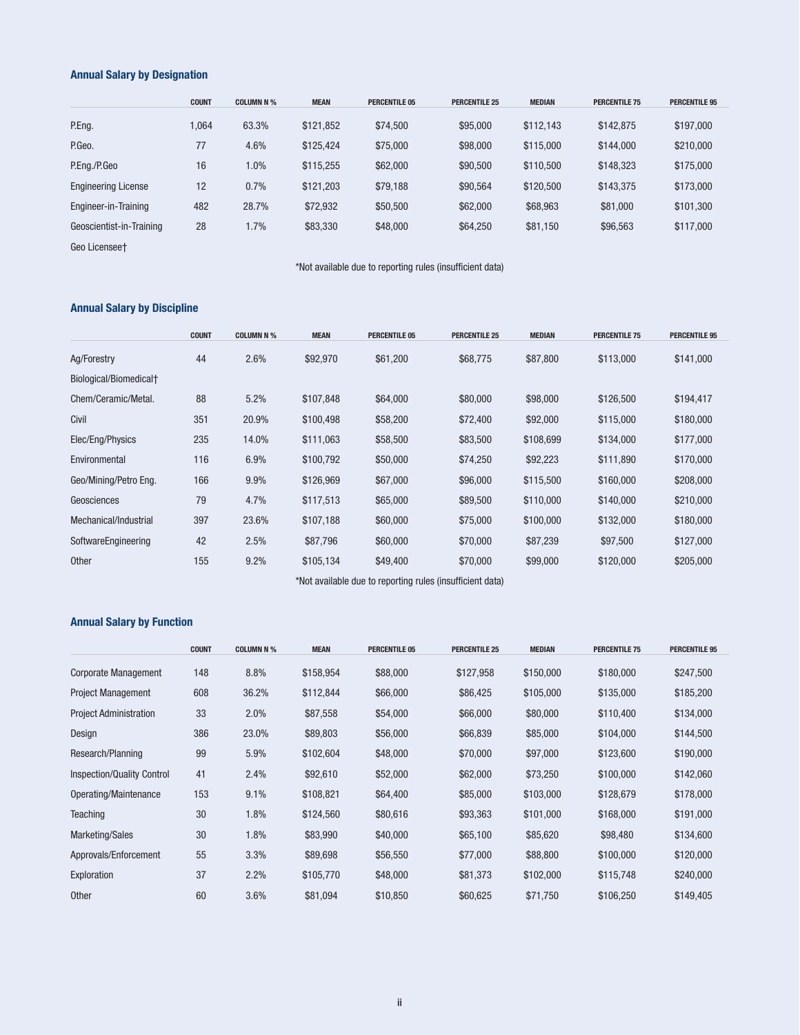### Annual Salary by Designation

| | COUNT | COLUMN N % | MEAN | PERCENTILE 05 | PERCENTILE 25 | MEDIAN | PERCENTILE 75 | PERCENTILE 95 |
|---|---|---|---|---|---|---|---|---|
| P.Eng. | 1,064 | 63.3% | $121,852 | $74,500 | $95,000 | $112,143 | $142,875 | $197,000 |
| P.Geo. | 77 | 4.6% | $125,424 | $75,000 | $98,000 | $115,000 | $144,000 | $210,000 |
| P.Eng./P.Geo | 16 | 1.0% | $115,255 | $62,000 | $90,500 | $110,500 | $148,323 | $175,000 |
| Engineering License | 12 | 0.7% | $121,203 | $79,188 | $90,564 | $120,500 | $143,375 | $173,000 |
| Engineer-in-Training | 482 | 28.7% | $72,932 | $50,500 | $62,000 | $68,963 | $81,000 | $101,300 |
| Geoscientist-in-Training | 28 | 1.7% | $83,330 | $48,000 | $64,250 | $81,150 | $96,563 | $117,000 |
| Geo Licensee† | | | | | | | | |

*Not available due to reporting rules (insufficient data)

### Annual Salary by Discipline

| | COUNT | COLUMN N % | MEAN | PERCENTILE 05 | PERCENTILE 25 | MEDIAN | PERCENTILE 75 | PERCENTILE 95 |
|---|---|---|---|---|---|---|---|---|
| Ag/Forestry | 44 | 2.6% | $92,970 | $61,200 | $68,775 | $87,800 | $113,000 | $141,000 |
| Biological/Biomedical† | | | | | | | | |
| Chem/Ceramic/Metal. | 88 | 5.2% | $107,848 | $64,000 | $80,000 | $98,000 | $126,500 | $194,417 |
| Civil | 351 | 20.9% | $100,498 | $58,200 | $72,400 | $92,000 | $115,000 | $180,000 |
| Elec/Eng/Physics | 235 | 14.0% | $111,063 | $58,500 | $83,500 | $108,699 | $134,000 | $177,000 |
| Environmental | 116 | 6.9% | $100,792 | $50,000 | $74,250 | $92,223 | $111,890 | $170,000 |
| Geo/Mining/Petro Eng. | 166 | 9.9% | $126,969 | $67,000 | $96,000 | $115,500 | $160,000 | $208,000 |
| Geosciences | 79 | 4.7% | $117,513 | $65,000 | $89,500 | $110,000 | $140,000 | $210,000 |
| Mechanical/Industrial | 397 | 23.6% | $107,188 | $60,000 | $75,000 | $100,000 | $132,000 | $180,000 |
| SoftwareEngineering | 42 | 2.5% | $87,796 | $60,000 | $70,000 | $87,239 | $97,500 | $127,000 |
| Other | 155 | 9.2% | $105,134 | $49,400 | $70,000 | $99,000 | $120,000 | $205,000 |

*Not available due to reporting rules (insufficient data)

### Annual Salary by Function

| | COUNT | COLUMN N % | MEAN | PERCENTILE 05 | PERCENTILE 25 | MEDIAN | PERCENTILE 75 | PERCENTILE 95 |
|---|---|---|---|---|---|---|---|---|
| Corporate Management | 148 | 8.8% | $158,954 | $88,000 | $127,958 | $150,000 | $180,000 | $247,500 |
| Project Management | 608 | 36.2% | $112,844 | $66,000 | $86,425 | $105,000 | $135,000 | $185,200 |
| Project Administration | 33 | 2.0% | $87,558 | $54,000 | $66,000 | $80,000 | $110,400 | $134,000 |
| Design | 386 | 23.0% | $89,803 | $56,000 | $66,839 | $85,000 | $104,000 | $144,500 |
| Research/Planning | 99 | 5.9% | $102,604 | $48,000 | $70,000 | $97,000 | $123,600 | $190,000 |
| Inspection/Quality Control | 41 | 2.4% | $92,610 | $52,000 | $62,000 | $73,250 | $100,000 | $142,060 |
| Operating/Maintenance | 153 | 9.1% | $108,821 | $64,400 | $85,000 | $103,000 | $128,679 | $178,000 |
| Teaching | 30 | 1.8% | $124,560 | $80,616 | $93,363 | $101,000 | $168,000 | $191,000 |
| Marketing/Sales | 30 | 1.8% | $83,990 | $40,000 | $65,100 | $85,620 | $98,480 | $134,600 |
| Approvals/Enforcement | 55 | 3.3% | $89,698 | $56,550 | $77,000 | $88,800 | $100,000 | $120,000 |
| Exploration | 37 | 2.2% | $105,770 | $48,000 | $81,373 | $102,000 | $115,748 | $240,000 |
| Other | 60 | 3.6% | $81,094 | $10,850 | $60,625 | $71,750 | $106,250 | $149,405 |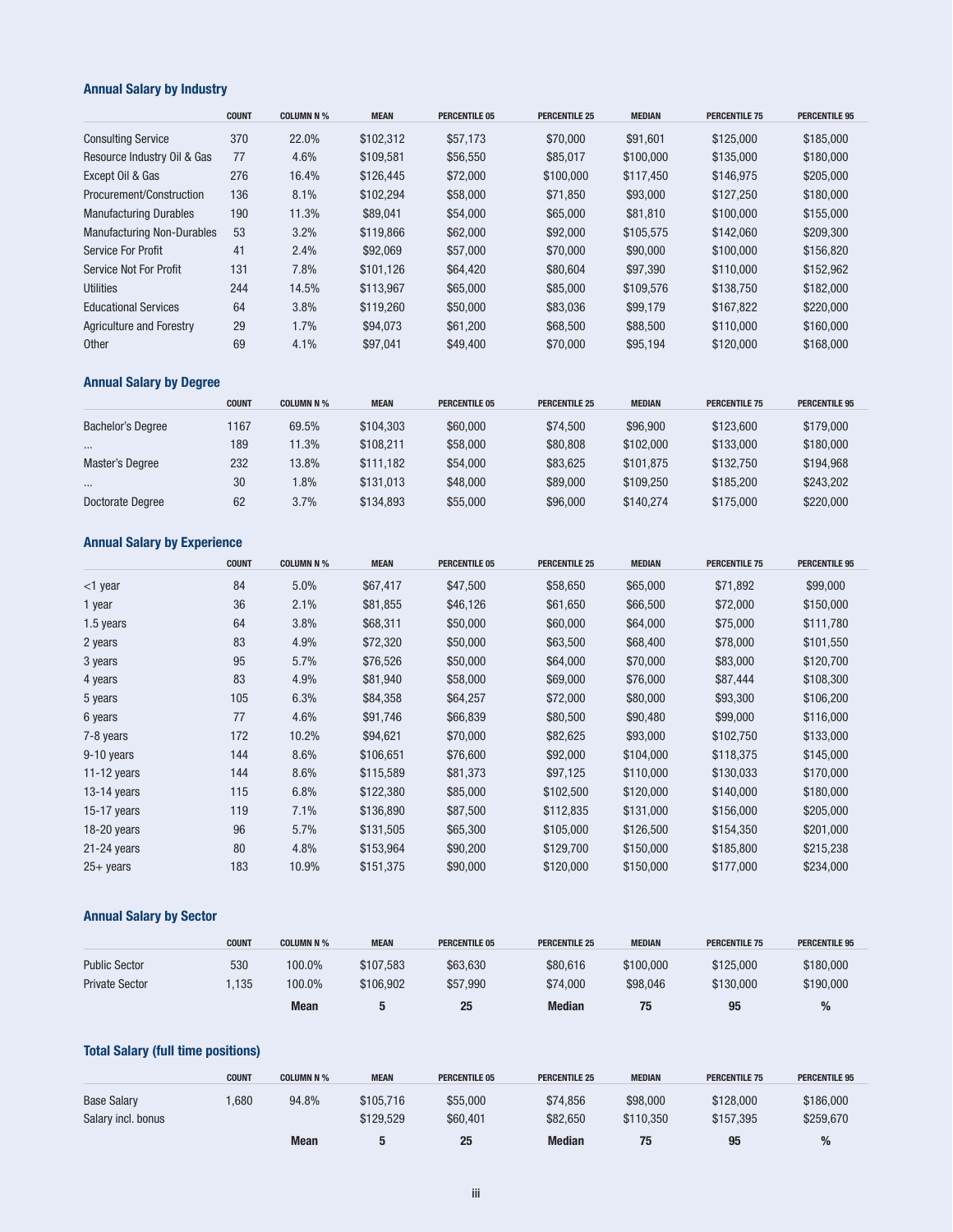### Annual Salary by Industry

| | COUNT | COLUMN N % | MEAN | PERCENTILE 05 | PERCENTILE 25 | MEDIAN | PERCENTILE 75 | PERCENTILE 95 |
|---|---|---|---|---|---|---|---|---|
| Consulting Service | 370 | 22.0% | $102,312 | $57,173 | $70,000 | $91,601 | $125,000 | $185,000 |
| Resource Industry Oil & Gas | 77 | 4.6% | $109,581 | $56,550 | $85,017 | $100,000 | $135,000 | $180,000 |
| Except Oil & Gas | 276 | 16.4% | $126,445 | $72,000 | $100,000 | $117,450 | $146,975 | $205,000 |
| Procurement/Construction | 136 | 8.1% | $102,294 | $58,000 | $71,850 | $93,000 | $127,250 | $180,000 |
| Manufacturing Durables | 190 | 11.3% | $89,041 | $54,000 | $65,000 | $81,810 | $100,000 | $155,000 |
| Manufacturing Non-Durables | 53 | 3.2% | $119,866 | $62,000 | $92,000 | $105,575 | $142,060 | $209,300 |
| Service For Profit | 41 | 2.4% | $92,069 | $57,000 | $70,000 | $90,000 | $100,000 | $156,820 |
| Service Not For Profit | 131 | 7.8% | $101,126 | $64,420 | $80,604 | $97,390 | $110,000 | $152,962 |
| Utilities | 244 | 14.5% | $113,967 | $65,000 | $85,000 | $109,576 | $138,750 | $182,000 |
| Educational Services | 64 | 3.8% | $119,260 | $50,000 | $83,036 | $99,179 | $167,822 | $220,000 |
| Agriculture and Forestry | 29 | 1.7% | $94,073 | $61,200 | $68,500 | $88,500 | $110,000 | $160,000 |
| Other | 69 | 4.1% | $97,041 | $49,400 | $70,000 | $95,194 | $120,000 | $168,000 |

### Annual Salary by Degree

| | COUNT | COLUMN N % | MEAN | PERCENTILE 05 | PERCENTILE 25 | MEDIAN | PERCENTILE 75 | PERCENTILE 95 |
|---|---|---|---|---|---|---|---|---|
| Bachelor's Degree | 1167 | 69.5% | $104,303 | $60,000 | $74,500 | $96,900 | $123,600 | $179,000 |
| ... | 189 | 11.3% | $108,211 | $58,000 | $80,808 | $102,000 | $133,000 | $180,000 |
| Master's Degree | 232 | 13.8% | $111,182 | $54,000 | $83,625 | $101,875 | $132,750 | $194,968 |
| ... | 30 | 1.8% | $131,013 | $48,000 | $89,000 | $109,250 | $185,200 | $243,202 |
| Doctorate Degree | 62 | 3.7% | $134,893 | $55,000 | $96,000 | $140,274 | $175,000 | $220,000 |

### Annual Salary by Experience

| | COUNT | COLUMN N % | MEAN | PERCENTILE 05 | PERCENTILE 25 | MEDIAN | PERCENTILE 75 | PERCENTILE 95 |
|---|---|---|---|---|---|---|---|---|
| <1 year | 84 | 5.0% | $67,417 | $47,500 | $58,650 | $65,000 | $71,892 | $99,000 |
| 1 year | 36 | 2.1% | $81,855 | $46,126 | $61,650 | $66,500 | $72,000 | $150,000 |
| 1.5 years | 64 | 3.8% | $68,311 | $50,000 | $60,000 | $64,000 | $75,000 | $111,780 |
| 2 years | 83 | 4.9% | $72,320 | $50,000 | $63,500 | $68,400 | $78,000 | $101,550 |
| 3 years | 95 | 5.7% | $76,526 | $50,000 | $64,000 | $70,000 | $83,000 | $120,700 |
| 4 years | 83 | 4.9% | $81,940 | $58,000 | $69,000 | $76,000 | $87,444 | $108,300 |
| 5 years | 105 | 6.3% | $84,358 | $64,257 | $72,000 | $80,000 | $93,300 | $106,200 |
| 6 years | 77 | 4.6% | $91,746 | $66,839 | $80,500 | $90,480 | $99,000 | $116,000 |
| 7-8 years | 172 | 10.2% | $94,621 | $70,000 | $82,625 | $93,000 | $102,750 | $133,000 |
| 9-10 years | 144 | 8.6% | $106,651 | $76,600 | $92,000 | $104,000 | $118,375 | $145,000 |
| 11-12 years | 144 | 8.6% | $115,589 | $81,373 | $97,125 | $110,000 | $130,033 | $170,000 |
| 13-14 years | 115 | 6.8% | $122,380 | $85,000 | $102,500 | $120,000 | $140,000 | $180,000 |
| 15-17 years | 119 | 7.1% | $136,890 | $87,500 | $112,835 | $131,000 | $156,000 | $205,000 |
| 18-20 years | 96 | 5.7% | $131,505 | $65,300 | $105,000 | $126,500 | $154,350 | $201,000 |
| 21-24 years | 80 | 4.8% | $153,964 | $90,200 | $129,700 | $150,000 | $185,800 | $215,238 |
| 25+ years | 183 | 10.9% | $151,375 | $90,000 | $120,000 | $150,000 | $177,000 | $234,000 |

### Annual Salary by Sector

| | COUNT | COLUMN N % | MEAN | PERCENTILE 05 | PERCENTILE 25 | MEDIAN | PERCENTILE 75 | PERCENTILE 95 |
|---|---|---|---|---|---|---|---|---|
| Public Sector | 530 | 100.0% | $107,583 | $63,630 | $80,616 | $100,000 | $125,000 | $180,000 |
| Private Sector | 1,135 | 100.0% | $106,902 | $57,990 | $74,000 | $98,046 | $130,000 | $190,000 |
| | | **Mean** | **5** | **25** | **Median** | **75** | **95** | **%** |

### Total Salary (full time positions)

| | COUNT | COLUMN N % | MEAN | PERCENTILE 05 | PERCENTILE 25 | MEDIAN | PERCENTILE 75 | PERCENTILE 95 |
|---|---|---|---|---|---|---|---|---|
| Base Salary | 1,680 | 94.8% | $105,716 | $55,000 | $74,856 | $98,000 | $128,000 | $186,000 |
| Salary incl. bonus | | | $129,529 | $60,401 | $82,650 | $110,350 | $157,395 | $259,670 |
| | | **Mean** | **5** | **25** | **Median** | **75** | **95** | **%** |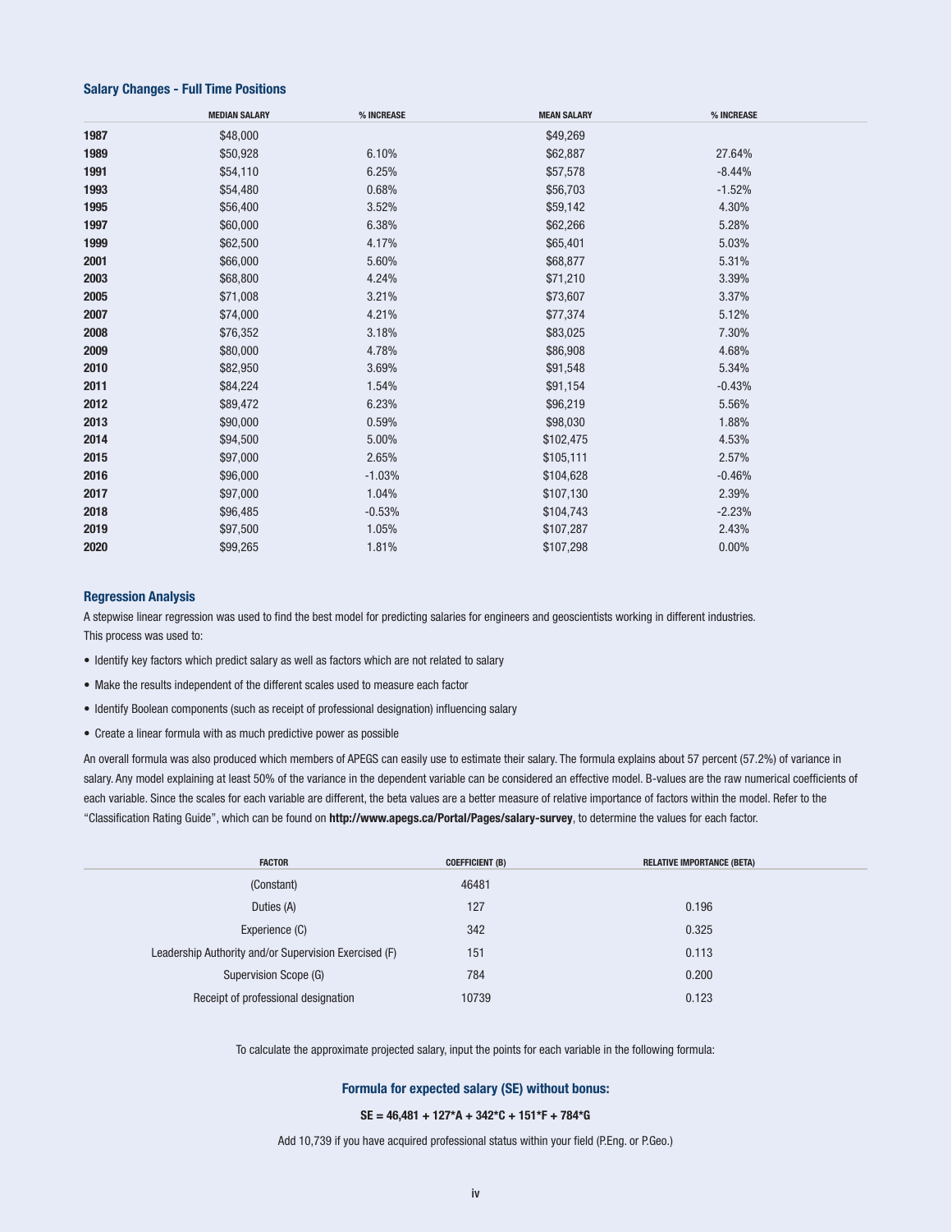### Salary Changes - Full Time Positions

| | MEDIAN SALARY | % INCREASE | MEAN SALARY | % INCREASE |
|---|---|---|---|---|
| **1987** | $48,000 | | $49,269 | |
| **1989** | $50,928 | 6.10% | $62,887 | 27.64% |
| **1991** | $54,110 | 6.25% | $57,578 | -8.44% |
| **1993** | $54,480 | 0.68% | $56,703 | -1.52% |
| **1995** | $56,400 | 3.52% | $59,142 | 4.30% |
| **1997** | $60,000 | 6.38% | $62,266 | 5.28% |
| **1999** | $62,500 | 4.17% | $65,401 | 5.03% |
| **2001** | $66,000 | 5.60% | $68,877 | 5.31% |
| **2003** | $68,800 | 4.24% | $71,210 | 3.39% |
| **2005** | $71,008 | 3.21% | $73,607 | 3.37% |
| **2007** | $74,000 | 4.21% | $77,374 | 5.12% |
| **2008** | $76,352 | 3.18% | $83,025 | 7.30% |
| **2009** | $80,000 | 4.78% | $86,908 | 4.68% |
| **2010** | $82,950 | 3.69% | $91,548 | 5.34% |
| **2011** | $84,224 | 1.54% | $91,154 | -0.43% |
| **2012** | $89,472 | 6.23% | $96,219 | 5.56% |
| **2013** | $90,000 | 0.59% | $98,030 | 1.88% |
| **2014** | $94,500 | 5.00% | $102,475 | 4.53% |
| **2015** | $97,000 | 2.65% | $105,111 | 2.57% |
| **2016** | $96,000 | -1.03% | $104,628 | -0.46% |
| **2017** | $97,000 | 1.04% | $107,130 | 2.39% |
| **2018** | $96,485 | -0.53% | $104,743 | -2.23% |
| **2019** | $97,500 | 1.05% | $107,287 | 2.43% |
| **2020** | $99,265 | 1.81% | $107,298 | 0.00% |

### Regression Analysis

A stepwise linear regression was used to find the best model for predicting salaries for engineers and geoscientists working in different industries. This process was used to:

- Identify key factors which predict salary as well as factors which are not related to salary
- Make the results independent of the different scales used to measure each factor
- Identify Boolean components (such as receipt of professional designation) influencing salary
- Create a linear formula with as much predictive power as possible

An overall formula was also produced which members of APEGS can easily use to estimate their salary. The formula explains about 57 percent (57.2%) of variance in salary. Any model explaining at least 50% of the variance in the dependent variable can be considered an effective model. B-values are the raw numerical coefficients of each variable. Since the scales for each variable are different, the beta values are a better measure of relative importance of factors within the model. Refer to the "Classification Rating Guide", which can be found on **http://www.apegs.ca/Portal/Pages/salary-survey**, to determine the values for each factor.

| FACTOR | COEFFICIENT (B) | RELATIVE IMPORTANCE (BETA) |
|---|---|---|
| (Constant) | 46481 | |
| Duties (A) | 127 | 0.196 |
| Experience (C) | 342 | 0.325 |
| Leadership Authority and/or Supervision Exercised (F) | 151 | 0.113 |
| Supervision Scope (G) | 784 | 0.200 |
| Receipt of professional designation | 10739 | 0.123 |

To calculate the approximate projected salary, input the points for each variable in the following formula:

**Formula for expected salary (SE) without bonus:**

**SE = 46,481 + 127*A + 342*C + 151*F + 784*G**

Add 10,739 if you have acquired professional status within your field (P.Eng. or P.Geo.)